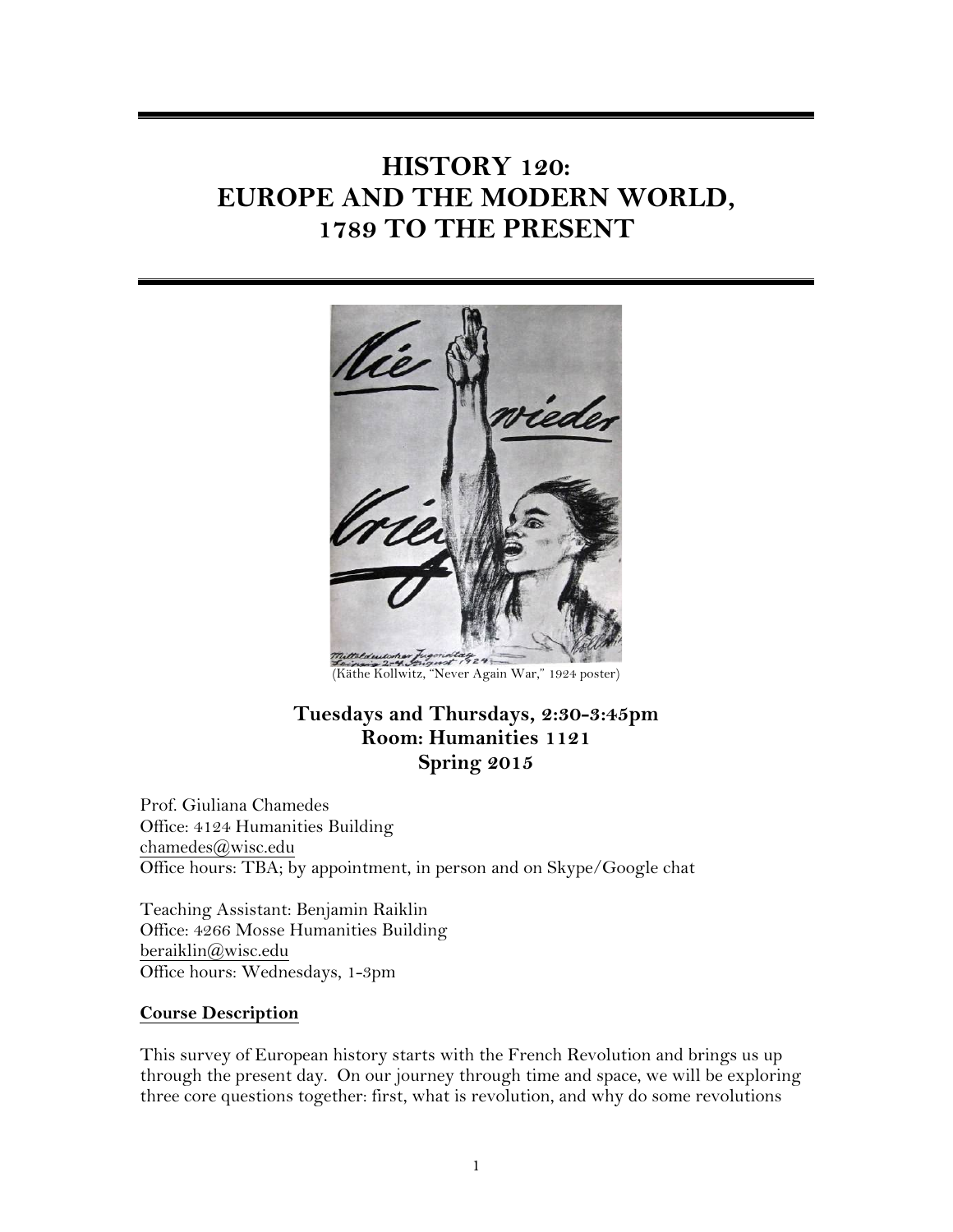# HISTORY 120: EUROPE AND THE MODERN WORLD, 1789 TO THE PRESENT

(Käthe Kollwitz, "Never Again War," 1924 poster)

**Tuesdays and Thursdays, 2:30-3:45pm**
**Room: Humanities 1121**
**Spring 2015**

Prof. Giuliana Chamedes
Office: 4124 Humanities Building
chamedes@wisc.edu
Office hours: TBA; by appointment, in person and on Skype/Google chat

Teaching Assistant: Benjamin Raiklin
Office: 4266 Mosse Humanities Building
beraiklin@wisc.edu
Office hours: Wednesdays, 1-3pm

## Course Description

This survey of European history starts with the French Revolution and brings us up through the present day. On our journey through time and space, we will be exploring three core questions together: first, what is revolution, and why do some revolutions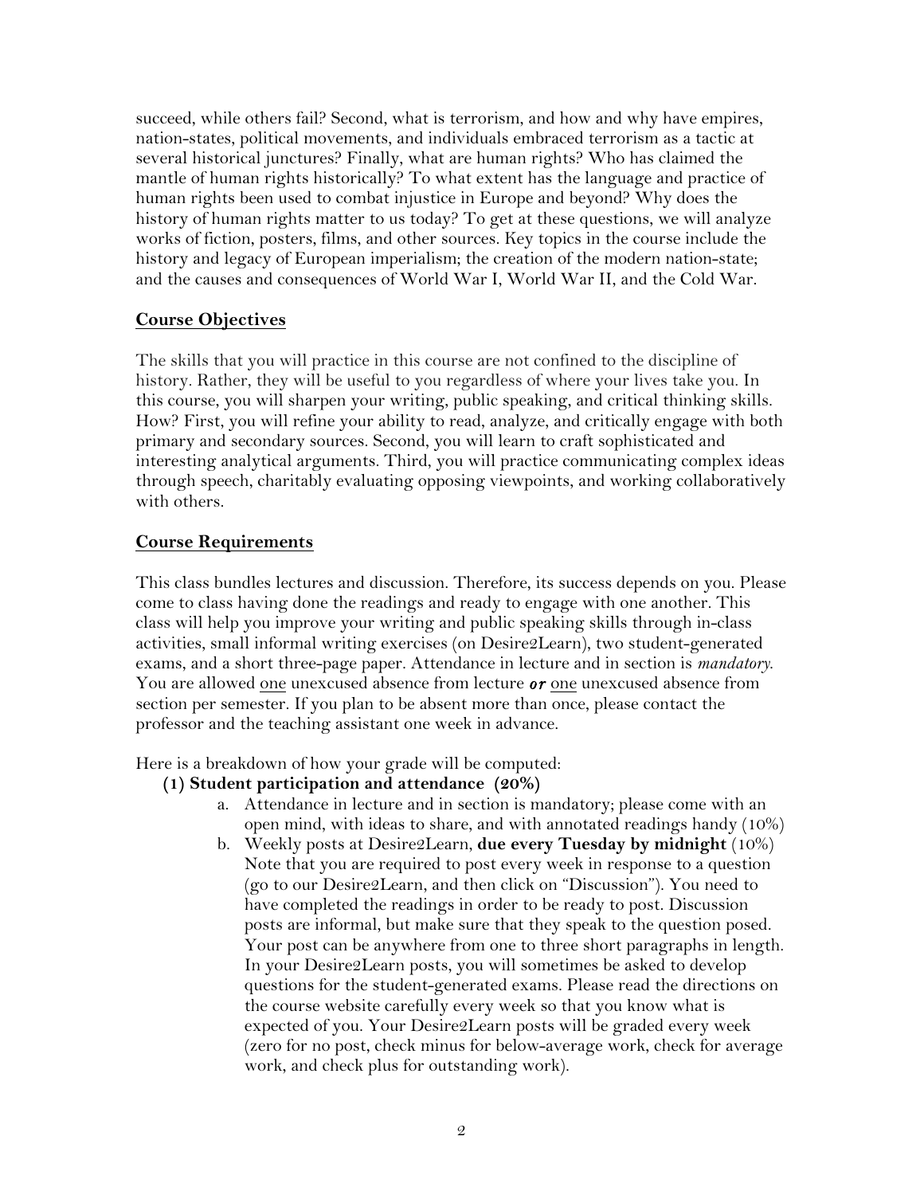succeed, while others fail? Second, what is terrorism, and how and why have empires, nation-states, political movements, and individuals embraced terrorism as a tactic at several historical junctures? Finally, what are human rights? Who has claimed the mantle of human rights historically? To what extent has the language and practice of human rights been used to combat injustice in Europe and beyond? Why does the history of human rights matter to us today? To get at these questions, we will analyze works of fiction, posters, films, and other sources. Key topics in the course include the history and legacy of European imperialism; the creation of the modern nation-state; and the causes and consequences of World War I, World War II, and the Cold War.

## Course Objectives

The skills that you will practice in this course are not confined to the discipline of history. Rather, they will be useful to you regardless of where your lives take you. In this course, you will sharpen your writing, public speaking, and critical thinking skills. How? First, you will refine your ability to read, analyze, and critically engage with both primary and secondary sources. Second, you will learn to craft sophisticated and interesting analytical arguments. Third, you will practice communicating complex ideas through speech, charitably evaluating opposing viewpoints, and working collaboratively with others.

## Course Requirements

This class bundles lectures and discussion. Therefore, its success depends on you. Please come to class having done the readings and ready to engage with one another. This class will help you improve your writing and public speaking skills through in-class activities, small informal writing exercises (on Desire2Learn), two student-generated exams, and a short three-page paper. Attendance in lecture and in section is *mandatory*. You are allowed one unexcused absence from lecture ***or*** one unexcused absence from section per semester. If you plan to be absent more than once, please contact the professor and the teaching assistant one week in advance.

Here is a breakdown of how your grade will be computed:

**(1) Student participation and attendance (20%)**

a. Attendance in lecture and in section is mandatory; please come with an open mind, with ideas to share, and with annotated readings handy (10%)

b. Weekly posts at Desire2Learn, **due every Tuesday by midnight** (10%) Note that you are required to post every week in response to a question (go to our Desire2Learn, and then click on "Discussion"). You need to have completed the readings in order to be ready to post. Discussion posts are informal, but make sure that they speak to the question posed. Your post can be anywhere from one to three short paragraphs in length. In your Desire2Learn posts, you will sometimes be asked to develop questions for the student-generated exams. Please read the directions on the course website carefully every week so that you know what is expected of you. Your Desire2Learn posts will be graded every week (zero for no post, check minus for below-average work, check for average work, and check plus for outstanding work).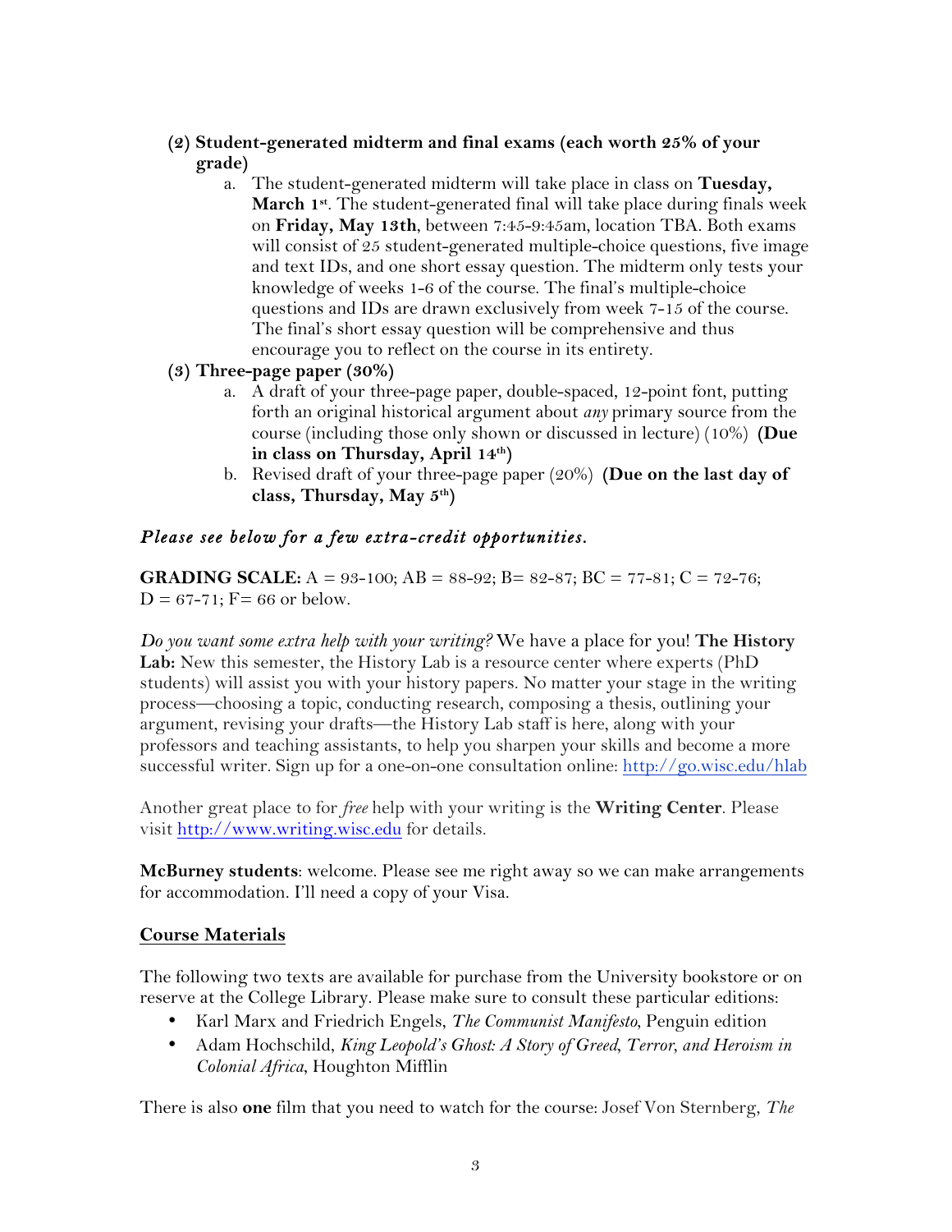(2) **Student-generated midterm and final exams (each worth 25% of your grade)**

   a. The student-generated midterm will take place in class on **Tuesday, March 1st**. The student-generated final will take place during finals week on **Friday, May 13th**, between 7:45-9:45am, location TBA. Both exams will consist of 25 student-generated multiple-choice questions, five image and text IDs, and one short essay question. The midterm only tests your knowledge of weeks 1-6 of the course. The final's multiple-choice questions and IDs are drawn exclusively from week 7-15 of the course. The final's short essay question will be comprehensive and thus encourage you to reflect on the course in its entirety.

(3) **Three-page paper (30%)**

   a. A draft of your three-page paper, double-spaced, 12-point font, putting forth an original historical argument about *any* primary source from the course (including those only shown or discussed in lecture) (10%) **(Due in class on Thursday, April 14th)**

   b. Revised draft of your three-page paper (20%) **(Due on the last day of class, Thursday, May 5th)**

***Please see below for a few extra-credit opportunities.***

**GRADING SCALE:** A = 93-100; AB = 88-92; B= 82-87; BC = 77-81; C = 72-76; D = 67-71; F= 66 or below.

*Do you want some extra help with your writing?* We have a place for you! **The History Lab:** New this semester, the History Lab is a resource center where experts (PhD students) will assist you with your history papers. No matter your stage in the writing process—choosing a topic, conducting research, composing a thesis, outlining your argument, revising your drafts—the History Lab staff is here, along with your professors and teaching assistants, to help you sharpen your skills and become a more successful writer. Sign up for a one-on-one consultation online: http://go.wisc.edu/hlab

Another great place to for *free* help with your writing is the **Writing Center**. Please visit http://www.writing.wisc.edu for details.

**McBurney students**: welcome. Please see me right away so we can make arrangements for accommodation. I'll need a copy of your Visa.

## Course Materials

The following two texts are available for purchase from the University bookstore or on reserve at the College Library. Please make sure to consult these particular editions:

- Karl Marx and Friedrich Engels, *The Communist Manifesto*, Penguin edition
- Adam Hochschild, *King Leopold's Ghost: A Story of Greed, Terror, and Heroism in Colonial Africa*, Houghton Mifflin

There is also **one** film that you need to watch for the course: Josef Von Sternberg, *The*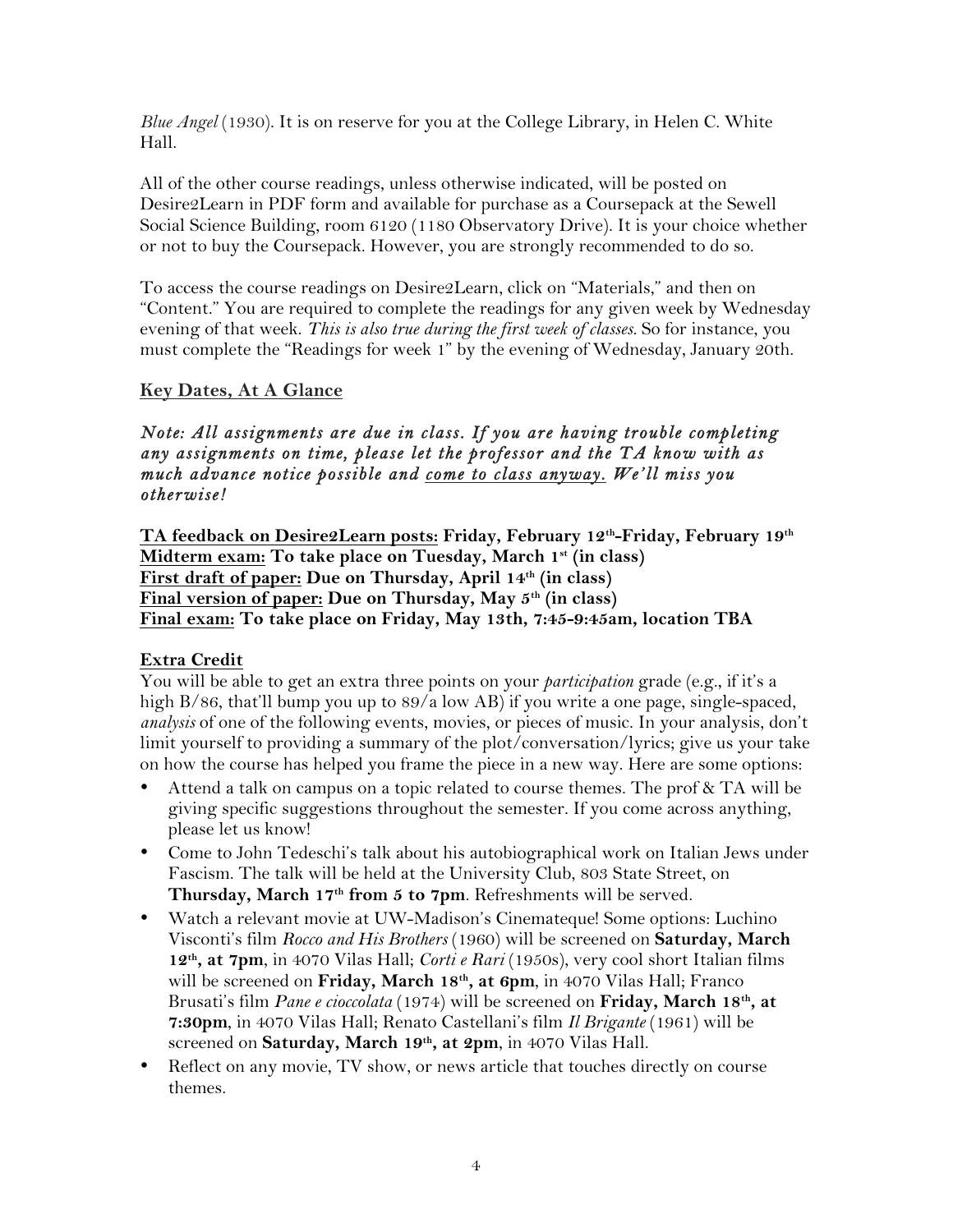*Blue Angel* (1930). It is on reserve for you at the College Library, in Helen C. White Hall.

All of the other course readings, unless otherwise indicated, will be posted on Desire2Learn in PDF form and available for purchase as a Coursepack at the Sewell Social Science Building, room 6120 (1180 Observatory Drive). It is your choice whether or not to buy the Coursepack. However, you are strongly recommended to do so.

To access the course readings on Desire2Learn, click on "Materials," and then on "Content." You are required to complete the readings for any given week by Wednesday evening of that week. *This is also true during the first week of classes.* So for instance, you must complete the "Readings for week 1" by the evening of Wednesday, January 20th.

## <u>Key Dates, At A Glance</u>

***Note: All assignments are due in class. If you are having trouble completing any assignments on time, please let the professor and the TA know with as much advance notice possible and <u>come to class anyway</u>. We'll miss you otherwise!***

**<u>TA feedback on Desire2Learn posts:</u> Friday, February 12th-Friday, February 19th**
**<u>Midterm exam:</u> To take place on Tuesday, March 1st (in class)**
**<u>First draft of paper:</u> Due on Thursday, April 14th (in class)**
**<u>Final version of paper:</u> Due on Thursday, May 5th (in class)**
**<u>Final exam:</u> To take place on Friday, May 13th, 7:45-9:45am, location TBA**

## <u>Extra Credit</u>

You will be able to get an extra three points on your *participation* grade (e.g., if it's a high B/86, that'll bump you up to 89/a low AB) if you write a one page, single-spaced, *analysis* of one of the following events, movies, or pieces of music. In your analysis, don't limit yourself to providing a summary of the plot/conversation/lyrics; give us your take on how the course has helped you frame the piece in a new way. Here are some options:

- Attend a talk on campus on a topic related to course themes. The prof & TA will be giving specific suggestions throughout the semester. If you come across anything, please let us know!
- Come to John Tedeschi's talk about his autobiographical work on Italian Jews under Fascism. The talk will be held at the University Club, 803 State Street, on **Thursday, March 17th from 5 to 7pm**. Refreshments will be served.
- Watch a relevant movie at UW-Madison's Cinemateque! Some options: Luchino Visconti's film *Rocco and His Brothers* (1960) will be screened on **Saturday, March 12th, at 7pm**, in 4070 Vilas Hall; *Corti e Rari* (1950s), very cool short Italian films will be screened on **Friday, March 18th, at 6pm**, in 4070 Vilas Hall; Franco Brusati's film *Pane e cioccolata* (1974) will be screened on **Friday, March 18th, at 7:30pm**, in 4070 Vilas Hall; Renato Castellani's film *Il Brigante* (1961) will be screened on **Saturday, March 19th, at 2pm**, in 4070 Vilas Hall.
- Reflect on any movie, TV show, or news article that touches directly on course themes.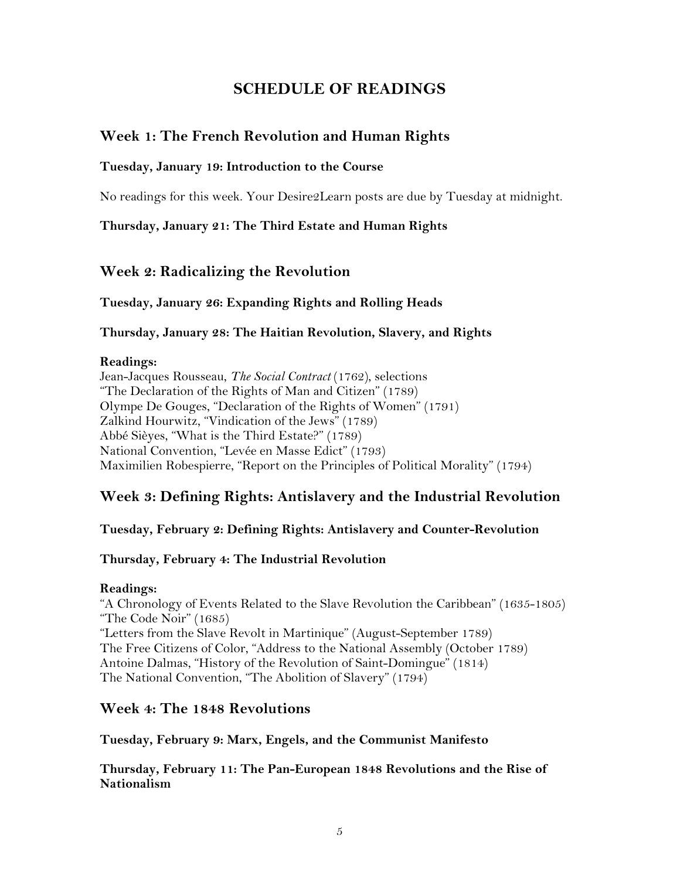# SCHEDULE OF READINGS

## Week 1: The French Revolution and Human Rights

**Tuesday, January 19: Introduction to the Course**

No readings for this week. Your Desire2Learn posts are due by Tuesday at midnight.

**Thursday, January 21: The Third Estate and Human Rights**

## Week 2: Radicalizing the Revolution

**Tuesday, January 26: Expanding Rights and Rolling Heads**

**Thursday, January 28: The Haitian Revolution, Slavery, and Rights**

**Readings:**
Jean-Jacques Rousseau, *The Social Contract* (1762), selections
"The Declaration of the Rights of Man and Citizen" (1789)
Olympe De Gouges, "Declaration of the Rights of Women" (1791)
Zalkind Hourwitz, "Vindication of the Jews" (1789)
Abbé Sièyes, "What is the Third Estate?" (1789)
National Convention, "Levée en Masse Edict" (1793)
Maximilien Robespierre, "Report on the Principles of Political Morality" (1794)

## Week 3: Defining Rights: Antislavery and the Industrial Revolution

**Tuesday, February 2: Defining Rights: Antislavery and Counter-Revolution**

**Thursday, February 4: The Industrial Revolution**

**Readings:**
"A Chronology of Events Related to the Slave Revolution the Caribbean" (1635-1805)
"The Code Noir" (1685)
"Letters from the Slave Revolt in Martinique" (August-September 1789)
The Free Citizens of Color, "Address to the National Assembly (October 1789)
Antoine Dalmas, "History of the Revolution of Saint-Domingue" (1814)
The National Convention, "The Abolition of Slavery" (1794)

## Week 4: The 1848 Revolutions

**Tuesday, February 9: Marx, Engels, and the Communist Manifesto**

**Thursday, February 11: The Pan-European 1848 Revolutions and the Rise of Nationalism**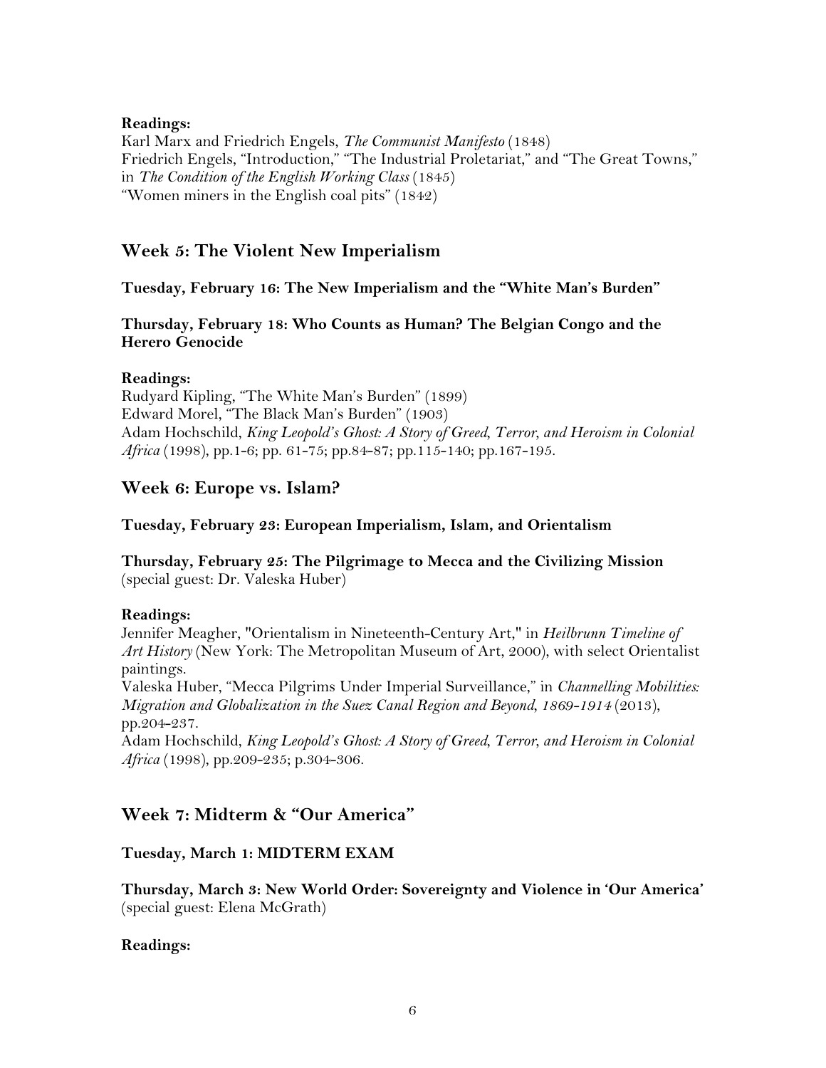**Readings:**

Karl Marx and Friedrich Engels, *The Communist Manifesto* (1848)
Friedrich Engels, "Introduction," "The Industrial Proletariat," and "The Great Towns," in *The Condition of the English Working Class* (1845)
"Women miners in the English coal pits" (1842)

## Week 5: The Violent New Imperialism

**Tuesday, February 16: The New Imperialism and the "White Man's Burden"**

**Thursday, February 18: Who Counts as Human? The Belgian Congo and the Herero Genocide**

**Readings:**

Rudyard Kipling, "The White Man's Burden" (1899)
Edward Morel, "The Black Man's Burden" (1903)
Adam Hochschild, *King Leopold's Ghost: A Story of Greed, Terror, and Heroism in Colonial Africa* (1998), pp.1-6; pp. 61-75; pp.84-87; pp.115-140; pp.167-195.

## Week 6: Europe vs. Islam?

**Tuesday, February 23: European Imperialism, Islam, and Orientalism**

**Thursday, February 25: The Pilgrimage to Mecca and the Civilizing Mission** (special guest: Dr. Valeska Huber)

**Readings:**

Jennifer Meagher, "Orientalism in Nineteenth-Century Art," in *Heilbrunn Timeline of Art History* (New York: The Metropolitan Museum of Art, 2000), with select Orientalist paintings.
Valeska Huber, "Mecca Pilgrims Under Imperial Surveillance," in *Channelling Mobilities: Migration and Globalization in the Suez Canal Region and Beyond, 1869-1914* (2013), pp.204-237.
Adam Hochschild, *King Leopold's Ghost: A Story of Greed, Terror, and Heroism in Colonial Africa* (1998), pp.209-235; p.304-306.

## Week 7: Midterm & "Our America"

**Tuesday, March 1: MIDTERM EXAM**

**Thursday, March 3: New World Order: Sovereignty and Violence in 'Our America'** (special guest: Elena McGrath)

**Readings:**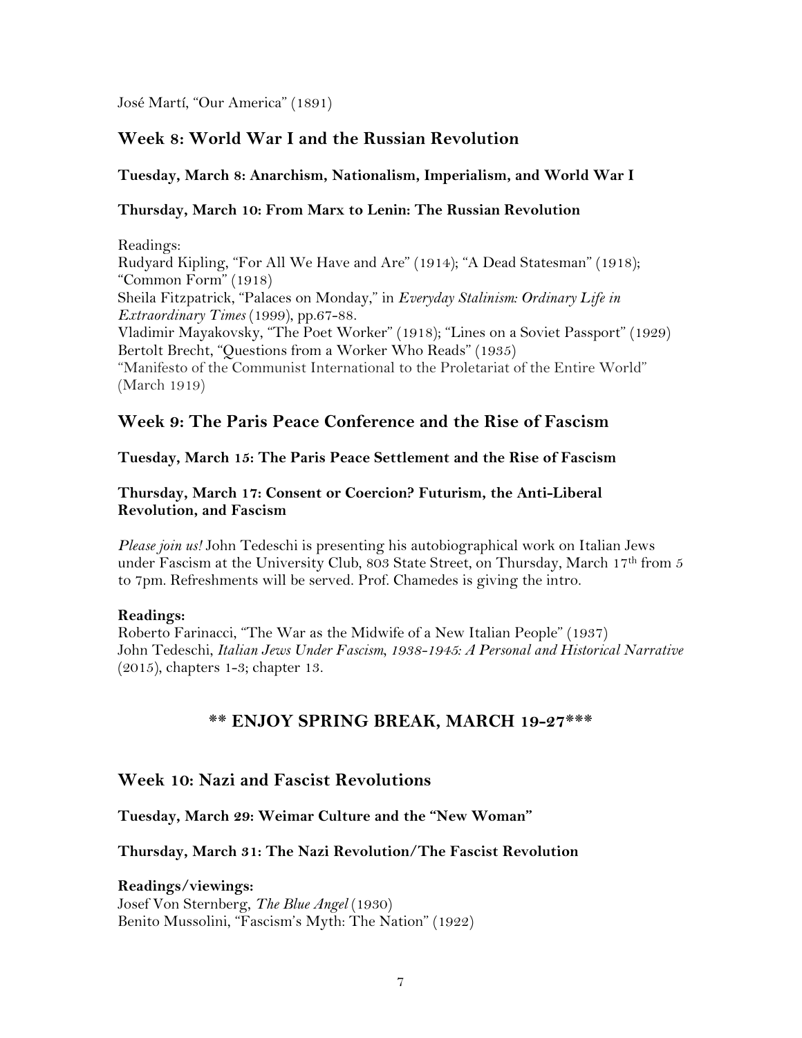José Martí, "Our America" (1891)

## Week 8: World War I and the Russian Revolution

**Tuesday, March 8: Anarchism, Nationalism, Imperialism, and World War I**

**Thursday, March 10: From Marx to Lenin: The Russian Revolution**

Readings:
Rudyard Kipling, "For All We Have and Are" (1914); "A Dead Statesman" (1918); "Common Form" (1918)
Sheila Fitzpatrick, "Palaces on Monday," in *Everyday Stalinism: Ordinary Life in Extraordinary Times* (1999), pp.67-88.
Vladimir Mayakovsky, "The Poet Worker" (1918); "Lines on a Soviet Passport" (1929)
Bertolt Brecht, "Questions from a Worker Who Reads" (1935)
"Manifesto of the Communist International to the Proletariat of the Entire World" (March 1919)

## Week 9: The Paris Peace Conference and the Rise of Fascism

**Tuesday, March 15: The Paris Peace Settlement and the Rise of Fascism**

**Thursday, March 17: Consent or Coercion? Futurism, the Anti-Liberal Revolution, and Fascism**

*Please join us!* John Tedeschi is presenting his autobiographical work on Italian Jews under Fascism at the University Club, 803 State Street, on Thursday, March 17th from 5 to 7pm. Refreshments will be served. Prof. Chamedes is giving the intro.

**Readings:**
Roberto Farinacci, "The War as the Midwife of a New Italian People" (1937)
John Tedeschi, *Italian Jews Under Fascism, 1938-1945: A Personal and Historical Narrative* (2015), chapters 1-3; chapter 13.

### ** ENJOY SPRING BREAK, MARCH 19-27***

## Week 10: Nazi and Fascist Revolutions

**Tuesday, March 29: Weimar Culture and the "New Woman"**

**Thursday, March 31: The Nazi Revolution/The Fascist Revolution**

**Readings/viewings:**
Josef Von Sternberg, *The Blue Angel* (1930)
Benito Mussolini, "Fascism's Myth: The Nation" (1922)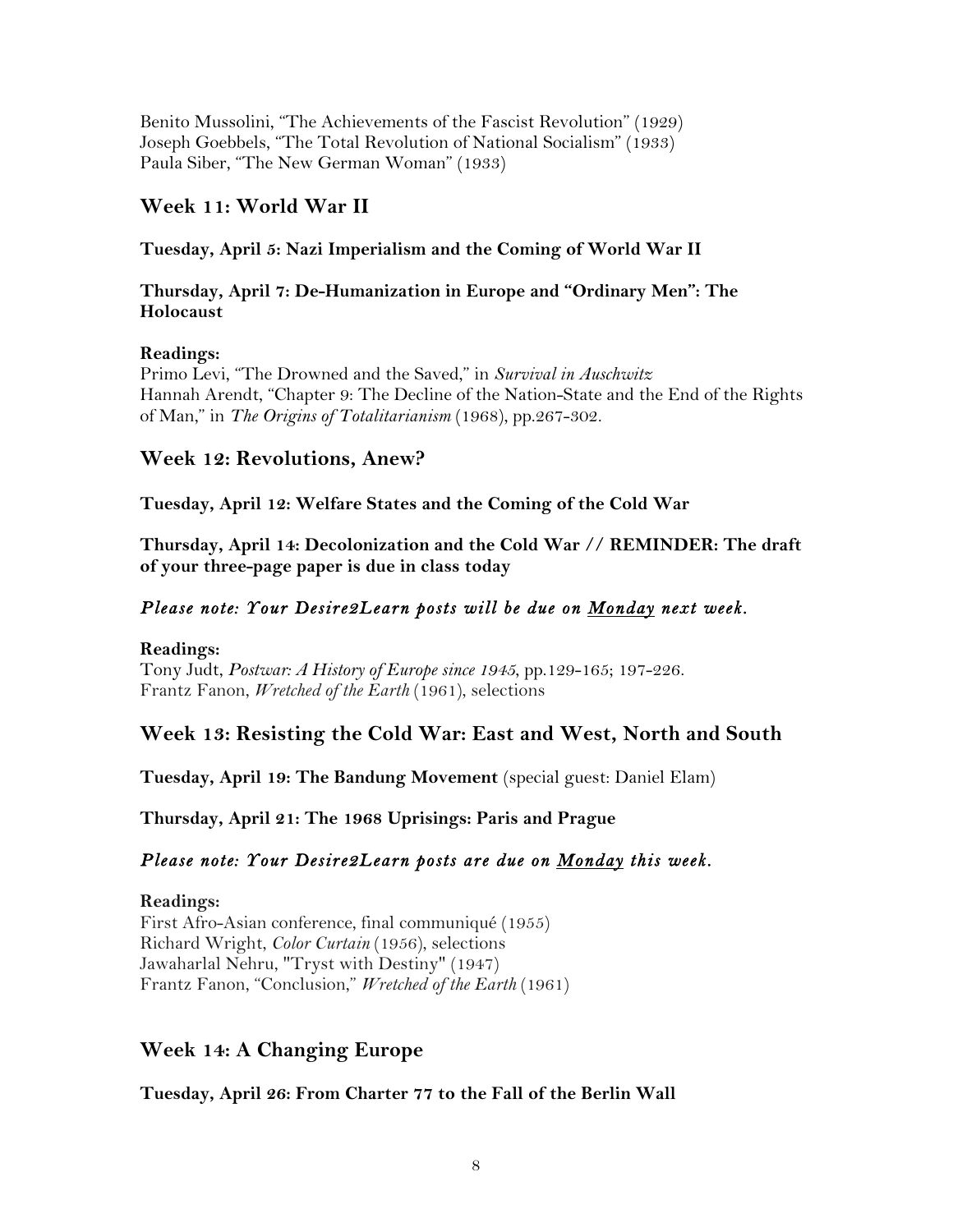Benito Mussolini, "The Achievements of the Fascist Revolution" (1929)
Joseph Goebbels, "The Total Revolution of National Socialism" (1933)
Paula Siber, "The New German Woman" (1933)

## Week 11: World War II

**Tuesday, April 5: Nazi Imperialism and the Coming of World War II**

**Thursday, April 7: De-Humanization in Europe and "Ordinary Men": The Holocaust**

**Readings:**
Primo Levi, "The Drowned and the Saved," in *Survival in Auschwitz*
Hannah Arendt, "Chapter 9: The Decline of the Nation-State and the End of the Rights of Man," in *The Origins of Totalitarianism* (1968), pp.267-302.

## Week 12: Revolutions, Anew?

**Tuesday, April 12: Welfare States and the Coming of the Cold War**

**Thursday, April 14: Decolonization and the Cold War // REMINDER: The draft of your three-page paper is due in class today**

***Please note: Your Desire2Learn posts will be due on <u>Monday</u> next week.***

**Readings:**
Tony Judt, *Postwar: A History of Europe since 1945*, pp.129-165; 197-226.
Frantz Fanon, *Wretched of the Earth* (1961), selections

## Week 13: Resisting the Cold War: East and West, North and South

**Tuesday, April 19: The Bandung Movement** (special guest: Daniel Elam)

**Thursday, April 21: The 1968 Uprisings: Paris and Prague**

***Please note: Your Desire2Learn posts are due on <u>Monday</u> this week.***

**Readings:**
First Afro-Asian conference, final communiqué (1955)
Richard Wright, *Color Curtain* (1956), selections
Jawaharlal Nehru, "Tryst with Destiny" (1947)
Frantz Fanon, "Conclusion," *Wretched of the Earth* (1961)

## Week 14: A Changing Europe

**Tuesday, April 26: From Charter 77 to the Fall of the Berlin Wall**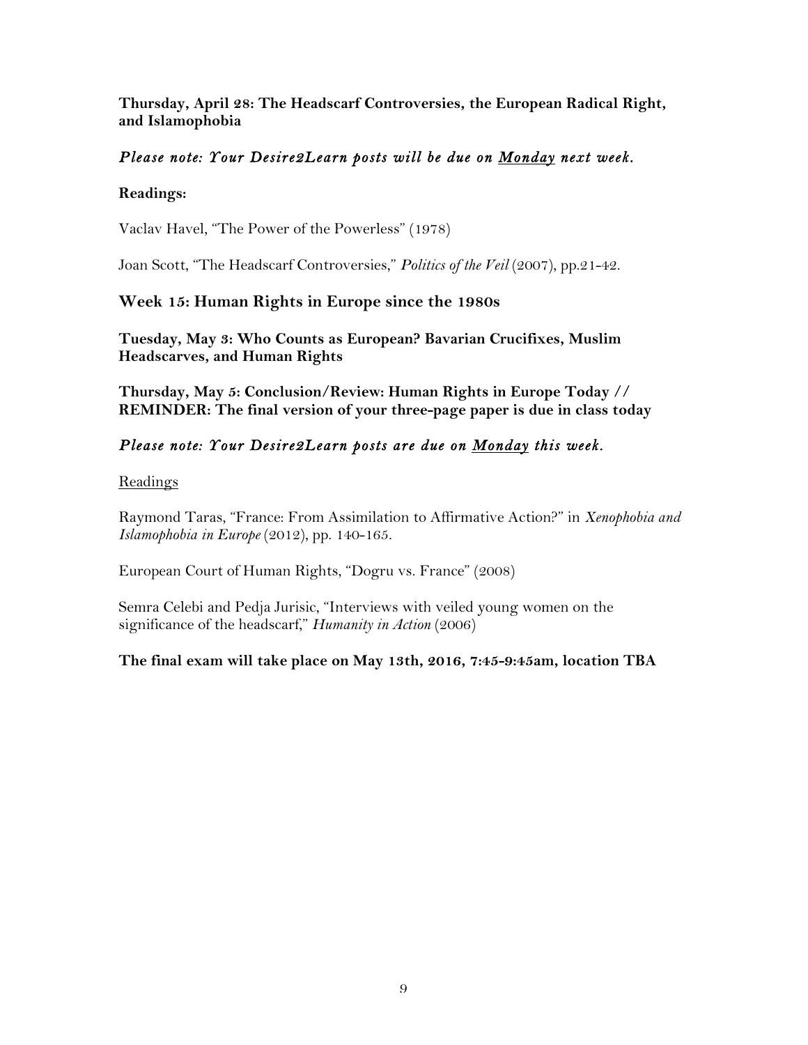**Thursday, April 28: The Headscarf Controversies, the European Radical Right, and Islamophobia**

***Please note: Your Desire2Learn posts will be due on Monday next week.***

**Readings:**

Vaclav Havel, "The Power of the Powerless" (1978)

Joan Scott, "The Headscarf Controversies," *Politics of the Veil* (2007), pp.21-42.

## Week 15: Human Rights in Europe since the 1980s

**Tuesday, May 3: Who Counts as European? Bavarian Crucifixes, Muslim Headscarves, and Human Rights**

**Thursday, May 5: Conclusion/Review: Human Rights in Europe Today // REMINDER: The final version of your three-page paper is due in class today**

***Please note: Your Desire2Learn posts are due on Monday this week.***

Readings

Raymond Taras, "France: From Assimilation to Affirmative Action?" in *Xenophobia and Islamophobia in Europe* (2012), pp. 140-165.

European Court of Human Rights, "Dogru vs. France" (2008)

Semra Celebi and Pedja Jurisic, "Interviews with veiled young women on the significance of the headscarf," *Humanity in Action* (2006)

**The final exam will take place on May 13th, 2016, 7:45-9:45am, location TBA**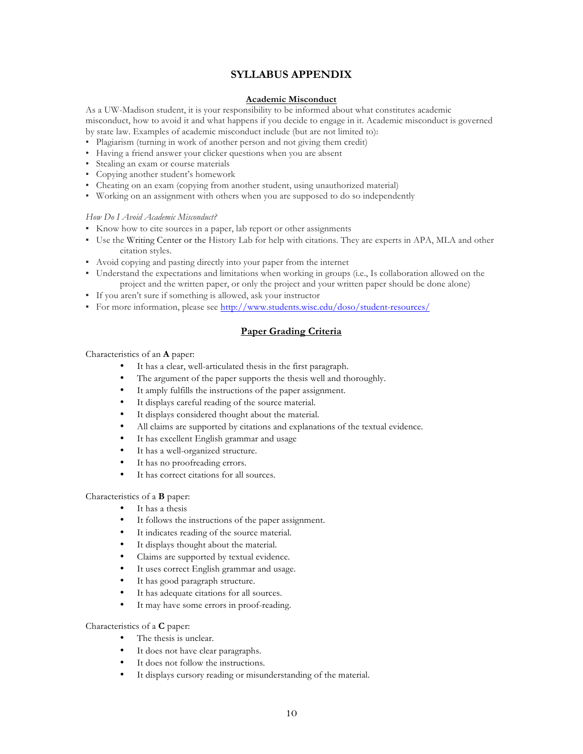# SYLLABUS APPENDIX

## Academic Misconduct

As a UW-Madison student, it is your responsibility to be informed about what constitutes academic misconduct, how to avoid it and what happens if you decide to engage in it. Academic misconduct is governed by state law. Examples of academic misconduct include (but are not limited to):

- Plagiarism (turning in work of another person and not giving them credit)
- Having a friend answer your clicker questions when you are absent
- Stealing an exam or course materials
- Copying another student's homework
- Cheating on an exam (copying from another student, using unauthorized material)
- Working on an assignment with others when you are supposed to do so independently

*How Do I Avoid Academic Misconduct?*

- Know how to cite sources in a paper, lab report or other assignments
- Use the Writing Center or the History Lab for help with citations. They are experts in APA, MLA and other citation styles.
- Avoid copying and pasting directly into your paper from the internet
- Understand the expectations and limitations when working in groups (i.e., Is collaboration allowed on the project and the written paper, or only the project and your written paper should be done alone)
- If you aren't sure if something is allowed, ask your instructor
- For more information, please see http://www.students.wisc.edu/doso/student-resources/

## Paper Grading Criteria

Characteristics of an **A** paper:

- It has a clear, well-articulated thesis in the first paragraph.
- The argument of the paper supports the thesis well and thoroughly.
- It amply fulfills the instructions of the paper assignment.
- It displays careful reading of the source material.
- It displays considered thought about the material.
- All claims are supported by citations and explanations of the textual evidence.
- It has excellent English grammar and usage
- It has a well-organized structure.
- It has no proofreading errors.
- It has correct citations for all sources.

Characteristics of a **B** paper:

- It has a thesis
- It follows the instructions of the paper assignment.
- It indicates reading of the source material.
- It displays thought about the material.
- Claims are supported by textual evidence.
- It uses correct English grammar and usage.
- It has good paragraph structure.
- It has adequate citations for all sources.
- It may have some errors in proof-reading.

Characteristics of a **C** paper:

- The thesis is unclear.
- It does not have clear paragraphs.
- It does not follow the instructions.
- It displays cursory reading or misunderstanding of the material.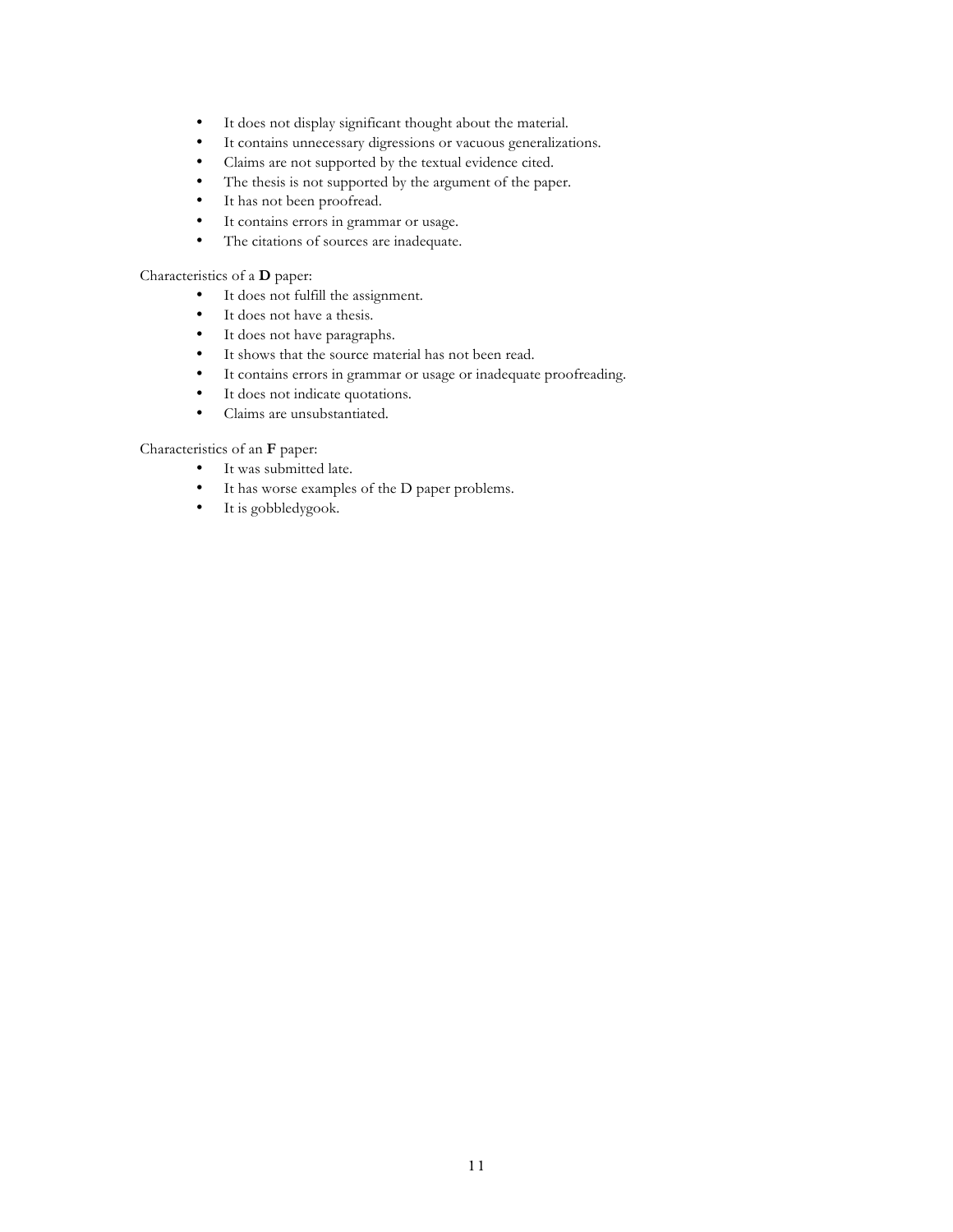- It does not display significant thought about the material.
- It contains unnecessary digressions or vacuous generalizations.
- Claims are not supported by the textual evidence cited.
- The thesis is not supported by the argument of the paper.
- It has not been proofread.
- It contains errors in grammar or usage.
- The citations of sources are inadequate.

Characteristics of a **D** paper:

- It does not fulfill the assignment.
- It does not have a thesis.
- It does not have paragraphs.
- It shows that the source material has not been read.
- It contains errors in grammar or usage or inadequate proofreading.
- It does not indicate quotations.
- Claims are unsubstantiated.

Characteristics of an **F** paper:

- It was submitted late.
- It has worse examples of the D paper problems.
- It is gobbledygook.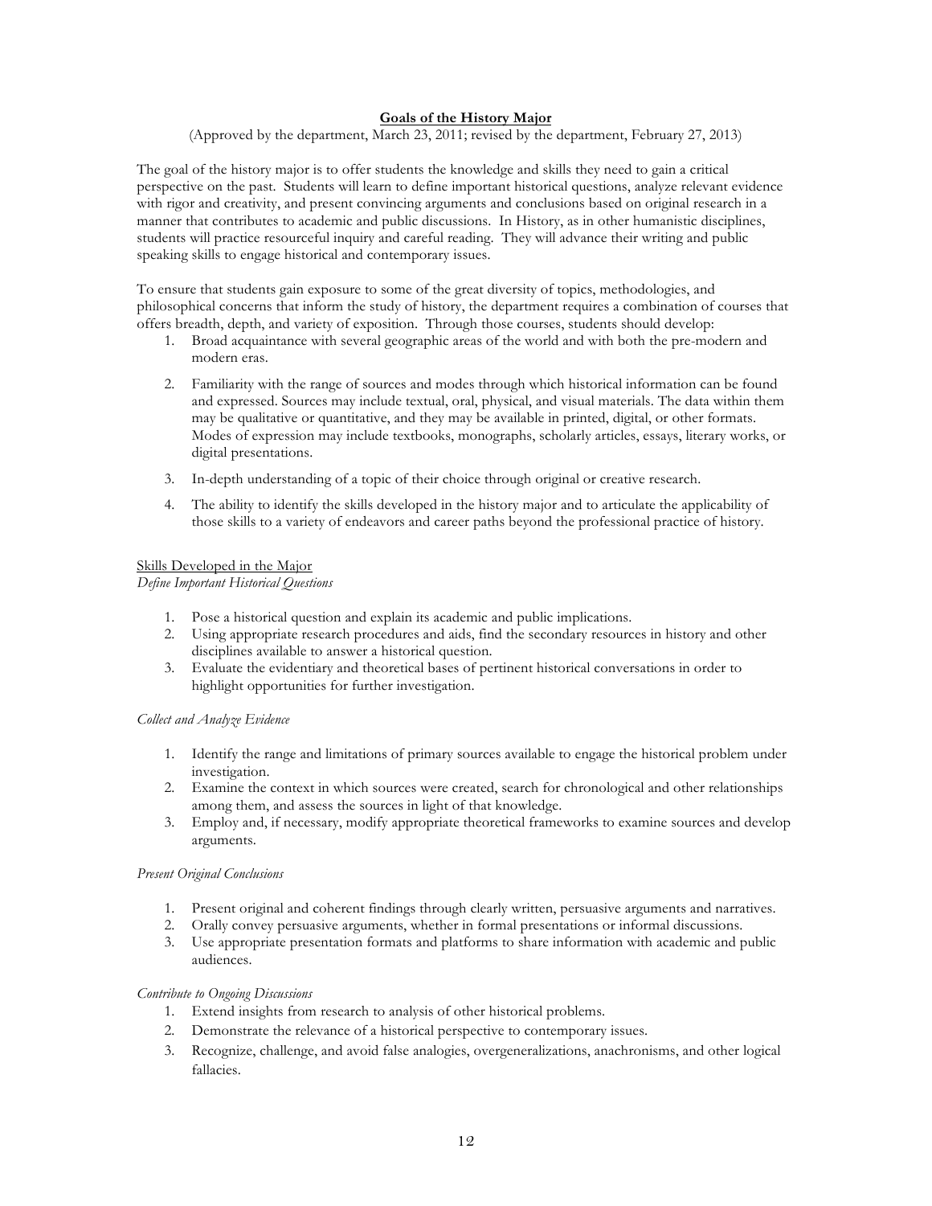## **Goals of the History Major**

(Approved by the department, March 23, 2011; revised by the department, February 27, 2013)

The goal of the history major is to offer students the knowledge and skills they need to gain a critical perspective on the past. Students will learn to define important historical questions, analyze relevant evidence with rigor and creativity, and present convincing arguments and conclusions based on original research in a manner that contributes to academic and public discussions. In History, as in other humanistic disciplines, students will practice resourceful inquiry and careful reading. They will advance their writing and public speaking skills to engage historical and contemporary issues.

To ensure that students gain exposure to some of the great diversity of topics, methodologies, and philosophical concerns that inform the study of history, the department requires a combination of courses that offers breadth, depth, and variety of exposition. Through those courses, students should develop:

1. Broad acquaintance with several geographic areas of the world and with both the pre-modern and modern eras.
2. Familiarity with the range of sources and modes through which historical information can be found and expressed. Sources may include textual, oral, physical, and visual materials. The data within them may be qualitative or quantitative, and they may be available in printed, digital, or other formats. Modes of expression may include textbooks, monographs, scholarly articles, essays, literary works, or digital presentations.
3. In-depth understanding of a topic of their choice through original or creative research.
4. The ability to identify the skills developed in the history major and to articulate the applicability of those skills to a variety of endeavors and career paths beyond the professional practice of history.

### Skills Developed in the Major

*Define Important Historical Questions*

1. Pose a historical question and explain its academic and public implications.
2. Using appropriate research procedures and aids, find the secondary resources in history and other disciplines available to answer a historical question.
3. Evaluate the evidentiary and theoretical bases of pertinent historical conversations in order to highlight opportunities for further investigation.

*Collect and Analyze Evidence*

1. Identify the range and limitations of primary sources available to engage the historical problem under investigation.
2. Examine the context in which sources were created, search for chronological and other relationships among them, and assess the sources in light of that knowledge.
3. Employ and, if necessary, modify appropriate theoretical frameworks to examine sources and develop arguments.

*Present Original Conclusions*

1. Present original and coherent findings through clearly written, persuasive arguments and narratives.
2. Orally convey persuasive arguments, whether in formal presentations or informal discussions.
3. Use appropriate presentation formats and platforms to share information with academic and public audiences.

*Contribute to Ongoing Discussions*

1. Extend insights from research to analysis of other historical problems.
2. Demonstrate the relevance of a historical perspective to contemporary issues.
3. Recognize, challenge, and avoid false analogies, overgeneralizations, anachronisms, and other logical fallacies.